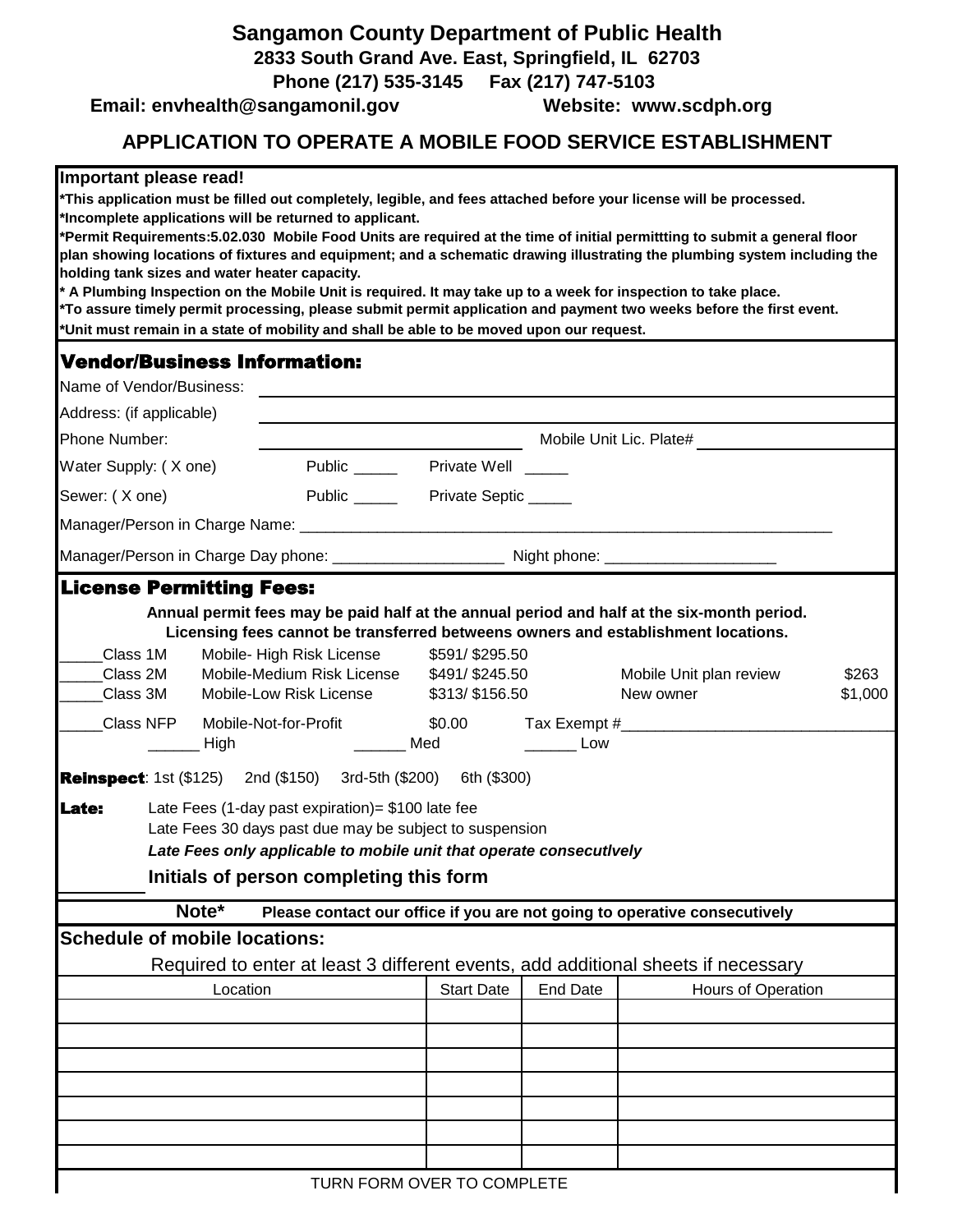# Sangamon County Department of Public Health

**2833 South Grand Ave. East, Springfield, IL 62703**

**Phone (217) 535-3145 Fax (217) 747-5103**

**Email: envhealth@sangamonil.gov Website: www.scdph.org**

## APPLICATION TO OPERATE A MOBILE FOOD SERVICE ESTABLISHMENT

**Important please read!**

**\*This application must be filled out completely, legible, and fees attached before your license will be processed.**
**\*Incomplete applications will be returned to applicant.**
**\*Permit Requirements:5.02.030 Mobile Food Units are required at the time of initial permittting to submit a general floor plan showing locations of fixtures and equipment; and a schematic drawing illustrating the plumbing system including the holding tank sizes and water heater capacity.**
**\* A Plumbing Inspection on the Mobile Unit is required. It may take up to a week for inspection to take place.**
**\*To assure timely permit processing, please submit permit application and payment two weeks before the first event.**
**\*Unit must remain in a state of mobility and shall be able to be moved upon our request.**

### Vendor/Business Information:

Name of Vendor/Business: ____________________

Address: (if applicable) ____________________

Phone Number: ____________________ Mobile Unit Lic. Plate# ____________________

Water Supply: ( X one) Public _____ Private Well _____

Sewer: ( X one) Public _____ Private Septic _____

Manager/Person in Charge Name: ____________________

Manager/Person in Charge Day phone: ____________________ Night phone: ____________________

### License Permitting Fees:

**Annual permit fees may be paid half at the annual period and half at the six-month period.**
**Licensing fees cannot be transferred betweens owners and establishment locations.**

_____Class 1M Mobile- High Risk License $591/ $295.50
_____Class 2M Mobile-Medium Risk License $491/ $245.50 Mobile Unit plan review $263
_____Class 3M Mobile-Low Risk License $313/ $156.50 New owner $1,000
_____Class NFP Mobile-Not-for-Profit $0.00 Tax Exempt #____________________
______ High ______ Med ______ Low

**Reinspect**: 1st ($125) 2nd ($150) 3rd-5th ($200) 6th ($300)

**Late:** Late Fees (1-day past expiration)= $100 late fee
Late Fees 30 days past due may be subject to suspension
***Late Fees only applicable to mobile unit that operate consecutlvely***

________ **Initials of person completing this form**

**Note\* Please contact our office if you are not going to operative consecutively**

### Schedule of mobile locations:

Required to enter at least 3 different events, add additional sheets if necessary

| Location | Start Date | End Date | Hours of Operation |
|---|---|---|---|
| | | | |
| | | | |
| | | | |
| | | | |
| | | | |
| | | | |
| | | | |

TURN FORM OVER TO COMPLETE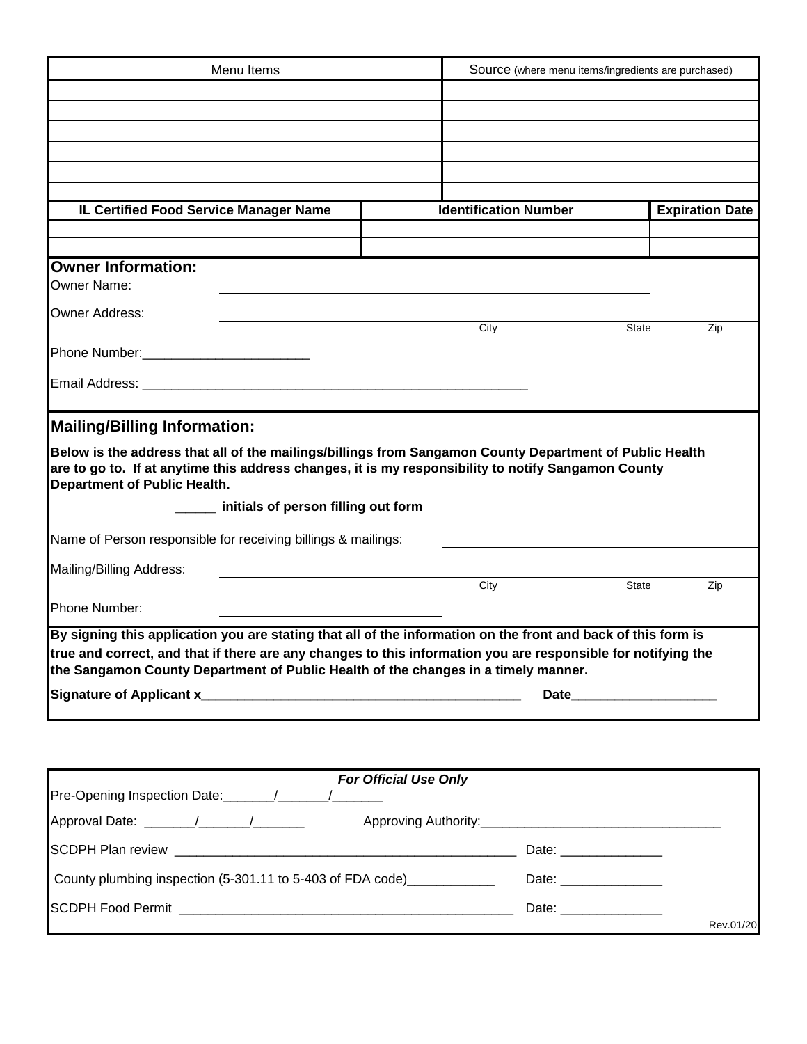| Menu Items | Source (where menu items/ingredients are purchased) |
|---|---|
| | |
| | |
| | |
| | |
| | |
| | |

| IL Certified Food Service Manager Name | Identification Number | Expiration Date |
|---|---|---|
| | | |
| | | |

## Owner Information:

Owner Name: ____________________________________________

Owner Address: ____________________________________________
City State Zip

Phone Number:_______________________

Email Address: _____________________________________________________

## Mailing/Billing Information:

**Below is the address that all of the mailings/billings from Sangamon County Department of Public Health are to go to. If at anytime this address changes, it is my responsibility to notify Sangamon County Department of Public Health.**

**_____ initials of person filling out form**

Name of Person responsible for receiving billings & mailings: ______________________________

Mailing/Billing Address: ____________________________________________
City State Zip

Phone Number: ______________________________

**By signing this application you are stating that all of the information on the front and back of this form is true and correct, and that if there are any changes to this information you are responsible for notifying the the Sangamon County Department of Public Health of the changes in a timely manner.**

**Signature of Applicant x**_____________________________________________ **Date**___________________

***For Official Use Only***

Pre-Opening Inspection Date:_______/_______/_______

Approval Date: _______/_______/_______ Approving Authority:________________________________

SCDPH Plan review ______________________________________________ Date: ______________

County plumbing inspection (5-301.11 to 5-403 of FDA code)____________ Date: ______________

SCDPH Food Permit ______________________________________________ Date: ______________

Rev.01/20